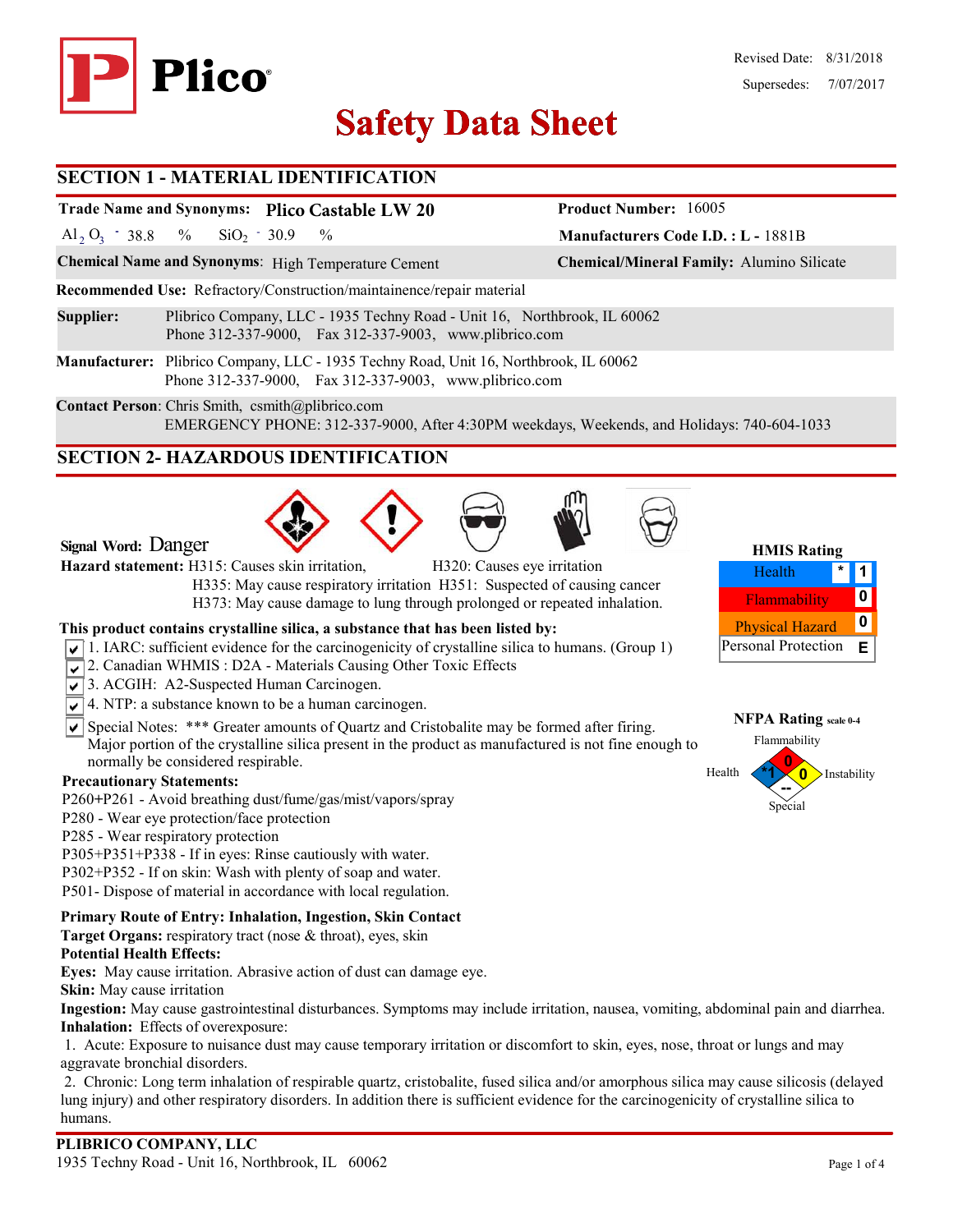Plico

Revised Date: 8/31/2018
Supersedes: 7/07/2017

# Safety Data Sheet

## SECTION 1 - MATERIAL IDENTIFICATION

**Trade Name and Synonyms:** Plico Castable LW 20

**Product Number:** 16005

$Al_2O_3$ - 38.8 % $SiO_2$ - 30.9 %

**Manufacturers Code I.D. : L -** 1881B

**Chemical Name and Synonyms**: High Temperature Cement

**Chemical/Mineral Family:** Alumino Silicate

**Recommended Use:** Refractory/Construction/maintainence/repair material

**Supplier:** Plibrico Company, LLC - 1935 Techny Road - Unit 16, Northbrook, IL 60062
Phone 312-337-9000, Fax 312-337-9003, www.plibrico.com

**Manufacturer:** Plibrico Company, LLC - 1935 Techny Road, Unit 16, Northbrook, IL 60062
Phone 312-337-9000, Fax 312-337-9003, www.plibrico.com

**Contact Person**: Chris Smith, csmith@plibrico.com
EMERGENCY PHONE: 312-337-9000, After 4:30PM weekdays, Weekends, and Holidays: 740-604-1033

## SECTION 2- HAZARDOUS IDENTIFICATION

**Signal Word:** Danger

**Hazard statement:** H315: Causes skin irritation, H320: Causes eye irritation
H335: May cause respiratory irritation H351: Suspected of causing cancer
H373: May cause damage to lung through prolonged or repeated inhalation.

| HMIS Rating | |
|---|---|
| Health | * 1 |
| Flammability | 0 |
| Physical Hazard | 0 |
| Personal Protection | E |

**NFPA Rating** scale 0-4: Health *1, Flammability 0, Instability 0, Special --

**This product contains crystalline silica, a substance that has been listed by:**

- ☑ 1. IARC: sufficient evidence for the carcinogenicity of crystalline silica to humans. (Group 1)
- ☑ 2. Canadian WHMIS : D2A - Materials Causing Other Toxic Effects
- ☑ 3. ACGIH: A2-Suspected Human Carcinogen.
- ☑ 4. NTP: a substance known to be a human carcinogen.
- ☑ Special Notes: *** Greater amounts of Quartz and Cristobalite may be formed after firing. Major portion of the crystalline silica present in the product as manufactured is not fine enough to normally be considered respirable.

**Precautionary Statements:**

P260+P261 - Avoid breathing dust/fume/gas/mist/vapors/spray
P280 - Wear eye protection/face protection
P285 - Wear respiratory protection
P305+P351+P338 - If in eyes: Rinse cautiously with water.
P302+P352 - If on skin: Wash with plenty of soap and water.
P501- Dispose of material in accordance with local regulation.

**Primary Route of Entry: Inhalation, Ingestion, Skin Contact**
**Target Organs:** respiratory tract (nose & throat), eyes, skin
**Potential Health Effects:**
**Eyes:** May cause irritation. Abrasive action of dust can damage eye.
**Skin:** May cause irritation
**Ingestion:** May cause gastrointestinal disturbances. Symptoms may include irritation, nausea, vomiting, abdominal pain and diarrhea.
**Inhalation:** Effects of overexposure:

1. Acute: Exposure to nuisance dust may cause temporary irritation or discomfort to skin, eyes, nose, throat or lungs and may aggravate bronchial disorders.
2. Chronic: Long term inhalation of respirable quartz, cristobalite, fused silica and/or amorphous silica may cause silicosis (delayed lung injury) and other respiratory disorders. In addition there is sufficient evidence for the carcinogenicity of crystalline silica to humans.

**PLIBRICO COMPANY, LLC**
1935 Techny Road - Unit 16, Northbrook, IL 60062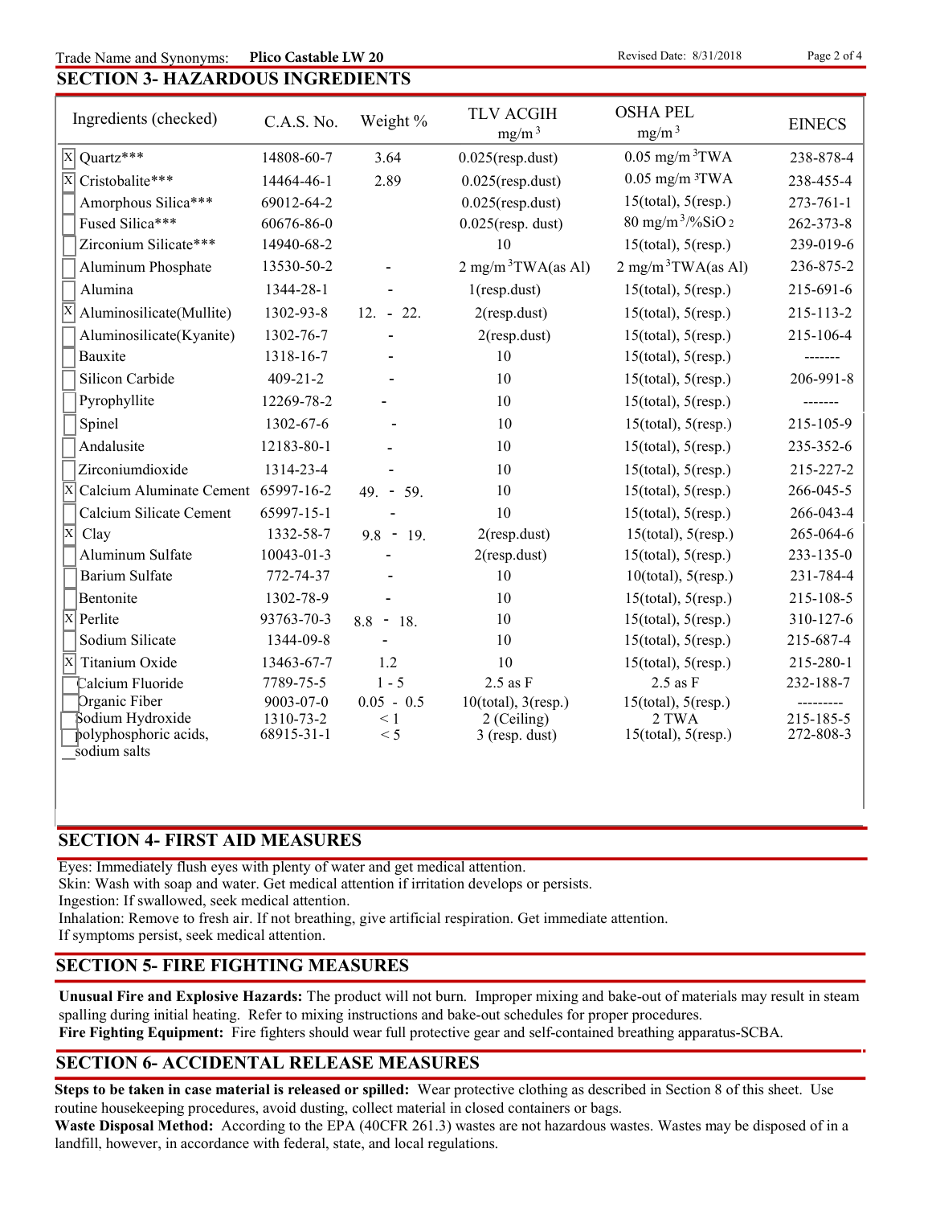Trade Name and Synonyms: **Plico Castable LW 20**

## SECTION 3- HAZARDOUS INGREDIENTS

| Ingredients (checked) | C.A.S. No. | Weight % | TLV ACGIH $mg/m^3$ | OSHA PEL $mg/m^3$ | EINECS |
|---|---|---|---|---|---|
| [X] Quartz*** | 14808-60-7 | 3.64 | 0.025(resp.dust) | 0.05 $mg/m^3$TWA | 238-878-4 |
| [X] Cristobalite*** | 14464-46-1 | 2.89 | 0.025(resp.dust) | 0.05 $mg/m^3$TWA | 238-455-4 |
| [ ] Amorphous Silica*** | 69012-64-2 | | 0.025(resp.dust) | 15(total), 5(resp.) | 273-761-1 |
| [ ] Fused Silica*** | 60676-86-0 | | 0.025(resp. dust) | 80 $mg/m^3$/%$SiO_2$ | 262-373-8 |
| [ ] Zirconium Silicate*** | 14940-68-2 | | 10 | 15(total), 5(resp.) | 239-019-6 |
| [ ] Aluminum Phosphate | 13530-50-2 | - | 2 $mg/m^3$TWA(as Al) | 2 $mg/m^3$TWA(as Al) | 236-875-2 |
| [ ] Alumina | 1344-28-1 | - | 1(resp.dust) | 15(total), 5(resp.) | 215-691-6 |
| [X] Aluminosilicate(Mullite) | 1302-93-8 | 12. - 22. | 2(resp.dust) | 15(total), 5(resp.) | 215-113-2 |
| [ ] Aluminosilicate(Kyanite) | 1302-76-7 | - | 2(resp.dust) | 15(total), 5(resp.) | 215-106-4 |
| [ ] Bauxite | 1318-16-7 | - | 10 | 15(total), 5(resp.) | ------- |
| [ ] Silicon Carbide | 409-21-2 | - | 10 | 15(total), 5(resp.) | 206-991-8 |
| [ ] Pyrophyllite | 12269-78-2 | - | 10 | 15(total), 5(resp.) | ------- |
| [ ] Spinel | 1302-67-6 | - | 10 | 15(total), 5(resp.) | 215-105-9 |
| [ ] Andalusite | 12183-80-1 | - | 10 | 15(total), 5(resp.) | 235-352-6 |
| [ ] Zirconiumdioxide | 1314-23-4 | - | 10 | 15(total), 5(resp.) | 215-227-2 |
| [X] Calcium Aluminate Cement | 65997-16-2 | 49. - 59. | 10 | 15(total), 5(resp.) | 266-045-5 |
| [ ] Calcium Silicate Cement | 65997-15-1 | - | 10 | 15(total), 5(resp.) | 266-043-4 |
| [X] Clay | 1332-58-7 | 9.8 - 19. | 2(resp.dust) | 15(total), 5(resp.) | 265-064-6 |
| [ ] Aluminum Sulfate | 10043-01-3 | - | 2(resp.dust) | 15(total), 5(resp.) | 233-135-0 |
| [ ] Barium Sulfate | 772-74-37 | - | 10 | 10(total), 5(resp.) | 231-784-4 |
| [ ] Bentonite | 1302-78-9 | - | 10 | 15(total), 5(resp.) | 215-108-5 |
| [X] Perlite | 93763-70-3 | 8.8 - 18. | 10 | 15(total), 5(resp.) | 310-127-6 |
| [ ] Sodium Silicate | 1344-09-8 | - | 10 | 15(total), 5(resp.) | 215-687-4 |
| [X] Titanium Oxide | 13463-67-7 | 1.2 | 10 | 15(total), 5(resp.) | 215-280-1 |
| [ ] Calcium Fluoride | 7789-75-5 | 1 - 5 | 2.5 as F | 2.5 as F | 232-188-7 |
| [ ] Organic Fiber | 9003-07-0 | 0.05 - 0.5 | 10(total), 3(resp.) | 15(total), 5(resp.) | --------- |
| [ ] Sodium Hydroxide | 1310-73-2 | < 1 | 2 (Ceiling) | 2 TWA | 215-185-5 |
| [ ] polyphosphoric acids, sodium salts | 68915-31-1 | < 5 | 3 (resp. dust) | 15(total), 5(resp.) | 272-808-3 |

## SECTION 4- FIRST AID MEASURES

Eyes: Immediately flush eyes with plenty of water and get medical attention.
Skin: Wash with soap and water. Get medical attention if irritation develops or persists.
Ingestion: If swallowed, seek medical attention.
Inhalation: Remove to fresh air. If not breathing, give artificial respiration. Get immediate attention.
If symptoms persist, seek medical attention.

## SECTION 5- FIRE FIGHTING MEASURES

**Unusual Fire and Explosive Hazards:** The product will not burn. Improper mixing and bake-out of materials may result in steam spalling during initial heating. Refer to mixing instructions and bake-out schedules for proper procedures.
**Fire Fighting Equipment:** Fire fighters should wear full protective gear and self-contained breathing apparatus-SCBA.

## SECTION 6- ACCIDENTAL RELEASE MEASURES

**Steps to be taken in case material is released or spilled:** Wear protective clothing as described in Section 8 of this sheet. Use routine housekeeping procedures, avoid dusting, collect material in closed containers or bags.
**Waste Disposal Method:** According to the EPA (40CFR 261.3) wastes are not hazardous wastes. Wastes may be disposed of in a landfill, however, in accordance with federal, state, and local regulations.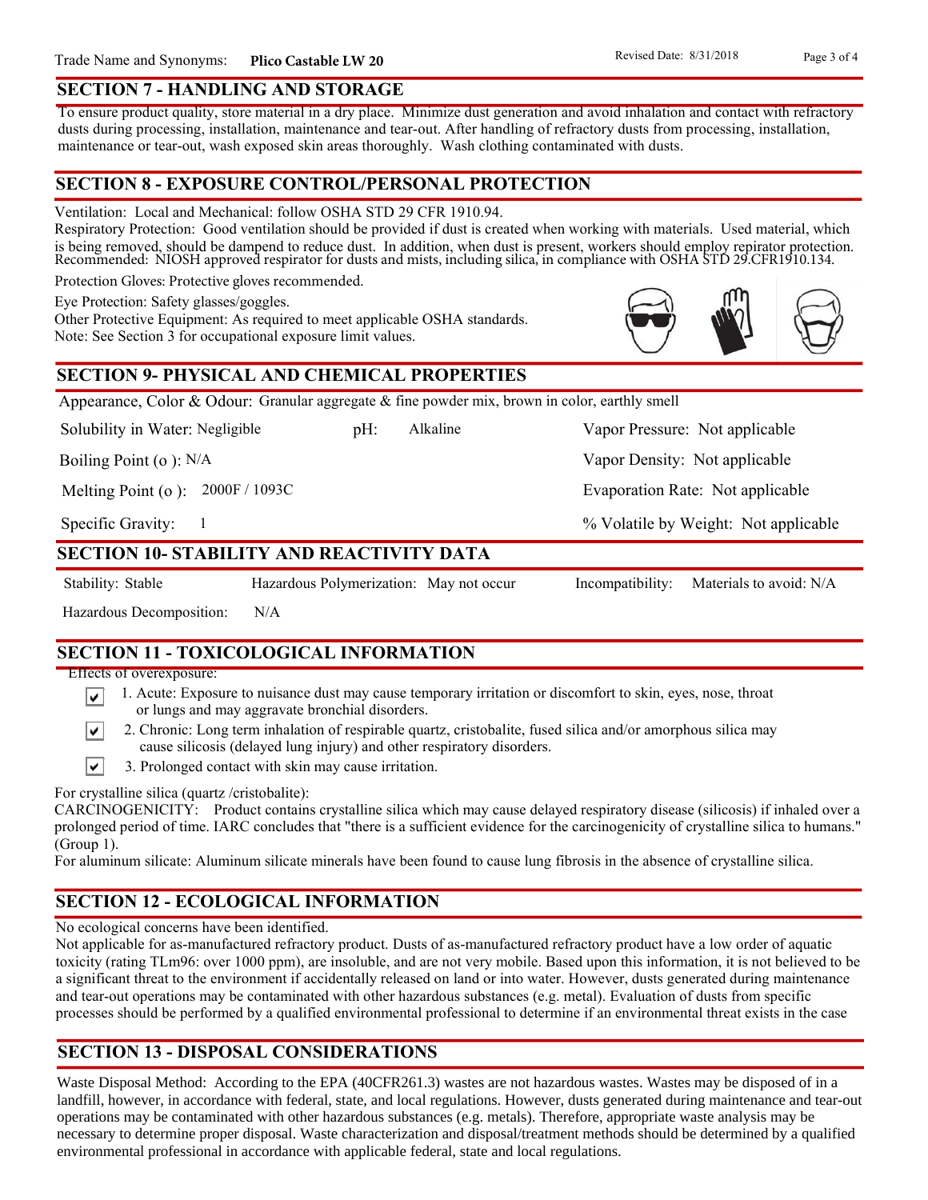## SECTION 7 - HANDLING AND STORAGE

To ensure product quality, store material in a dry place. Minimize dust generation and avoid inhalation and contact with refractory dusts during processing, installation, maintenance and tear-out. After handling of refractory dusts from processing, installation, maintenance or tear-out, wash exposed skin areas thoroughly. Wash clothing contaminated with dusts.

## SECTION 8 - EXPOSURE CONTROL/PERSONAL PROTECTION

Ventilation: Local and Mechanical: follow OSHA STD 29 CFR 1910.94.

Respiratory Protection: Good ventilation should be provided if dust is created when working with materials. Used material, which is being removed, should be dampend to reduce dust. In addition, when dust is present, workers should employ repirator protection. Recommended: NIOSH approved respirator for dusts and mists, including silica, in compliance with OSHA STD 29.CFR1910.134.

Protection Gloves: Protective gloves recommended.

Eye Protection: Safety glasses/goggles.

Other Protective Equipment: As required to meet applicable OSHA standards.

Note: See Section 3 for occupational exposure limit values.

## SECTION 9- PHYSICAL AND CHEMICAL PROPERTIES

Appearance, Color & Odour: Granular aggregate & fine powder mix, brown in color, earthly smell

Solubility in Water: Negligible

pH: Alkaline

Vapor Pressure: Not applicable

Boiling Point (o ): N/A

Vapor Density: Not applicable

Melting Point (o ): 2000F / 1093C

Evaporation Rate: Not applicable

Specific Gravity: 1

% Volatile by Weight: Not applicable

## SECTION 10- STABILITY AND REACTIVITY DATA

Stability: Stable

Hazardous Polymerization: May not occur

Incompatibility: Materials to avoid: N/A

Hazardous Decomposition: N/A

## SECTION 11 - TOXICOLOGICAL INFORMATION

Effects of overexposure:

- [x] 1. Acute: Exposure to nuisance dust may cause temporary irritation or discomfort to skin, eyes, nose, throat or lungs and may aggravate bronchial disorders.
- [x] 2. Chronic: Long term inhalation of respirable quartz, cristobalite, fused silica and/or amorphous silica may cause silicosis (delayed lung injury) and other respiratory disorders.
- [x] 3. Prolonged contact with skin may cause irritation.

For crystalline silica (quartz /cristobalite):

CARCINOGENICITY: Product contains crystalline silica which may cause delayed respiratory disease (silicosis) if inhaled over a prolonged period of time. IARC concludes that "there is a sufficient evidence for the carcinogenicity of crystalline silica to humans." (Group 1).

For aluminum silicate: Aluminum silicate minerals have been found to cause lung fibrosis in the absence of crystalline silica.

## SECTION 12 - ECOLOGICAL INFORMATION

No ecological concerns have been identified.

Not applicable for as-manufactured refractory product. Dusts of as-manufactured refractory product have a low order of aquatic toxicity (rating TLm96: over 1000 ppm), are insoluble, and are not very mobile. Based upon this information, it is not believed to be a significant threat to the environment if accidentally released on land or into water. However, dusts generated during maintenance and tear-out operations may be contaminated with other hazardous substances (e.g. metal). Evaluation of dusts from specific processes should be performed by a qualified environmental professional to determine if an environmental threat exists in the case

## SECTION 13 - DISPOSAL CONSIDERATIONS

Waste Disposal Method: According to the EPA (40CFR261.3) wastes are not hazardous wastes. Wastes may be disposed of in a landfill, however, in accordance with federal, state, and local regulations. However, dusts generated during maintenance and tear-out operations may be contaminated with other hazardous substances (e.g. metals). Therefore, appropriate waste analysis may be necessary to determine proper disposal. Waste characterization and disposal/treatment methods should be determined by a qualified environmental professional in accordance with applicable federal, state and local regulations.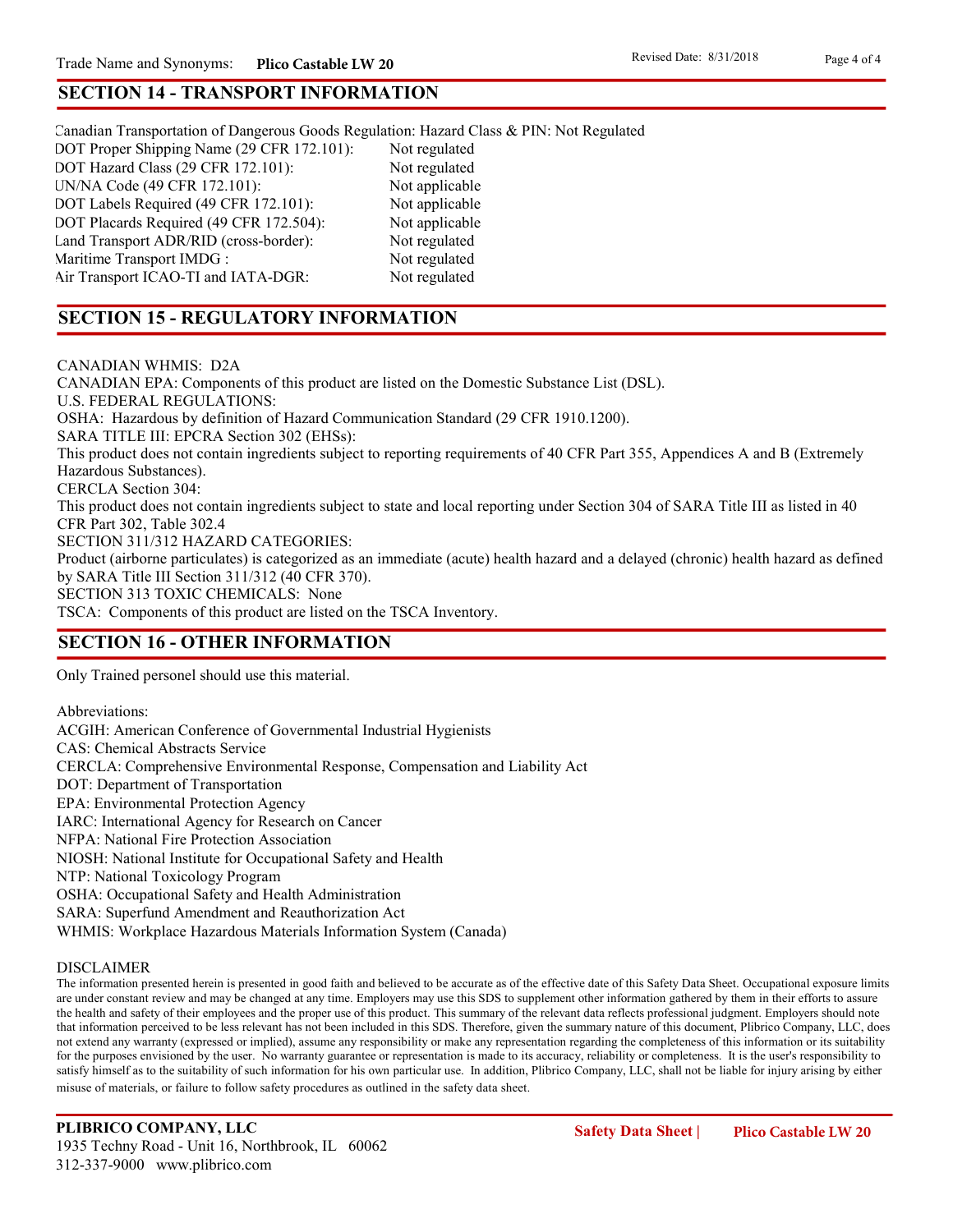## SECTION 14 - TRANSPORT INFORMATION

Canadian Transportation of Dangerous Goods Regulation: Hazard Class & PIN: Not Regulated

| | |
|---|---|
| DOT Proper Shipping Name (29 CFR 172.101): | Not regulated |
| DOT Hazard Class (29 CFR 172.101): | Not regulated |
| UN/NA Code (49 CFR 172.101): | Not applicable |
| DOT Labels Required (49 CFR 172.101): | Not applicable |
| DOT Placards Required (49 CFR 172.504): | Not applicable |
| Land Transport ADR/RID (cross-border): | Not regulated |
| Maritime Transport IMDG : | Not regulated |
| Air Transport ICAO-TI and IATA-DGR: | Not regulated |

## SECTION 15 - REGULATORY INFORMATION

CANADIAN WHMIS: D2A

CANADIAN EPA: Components of this product are listed on the Domestic Substance List (DSL).

U.S. FEDERAL REGULATIONS:

OSHA: Hazardous by definition of Hazard Communication Standard (29 CFR 1910.1200).

SARA TITLE III: EPCRA Section 302 (EHSs):

This product does not contain ingredients subject to reporting requirements of 40 CFR Part 355, Appendices A and B (Extremely Hazardous Substances).

CERCLA Section 304:

This product does not contain ingredients subject to state and local reporting under Section 304 of SARA Title III as listed in 40 CFR Part 302, Table 302.4

SECTION 311/312 HAZARD CATEGORIES:

Product (airborne particulates) is categorized as an immediate (acute) health hazard and a delayed (chronic) health hazard as defined by SARA Title III Section 311/312 (40 CFR 370).

SECTION 313 TOXIC CHEMICALS: None

TSCA: Components of this product are listed on the TSCA Inventory.

## SECTION 16 - OTHER INFORMATION

Only Trained personel should use this material.

Abbreviations:

ACGIH: American Conference of Governmental Industrial Hygienists
CAS: Chemical Abstracts Service
CERCLA: Comprehensive Environmental Response, Compensation and Liability Act
DOT: Department of Transportation
EPA: Environmental Protection Agency
IARC: International Agency for Research on Cancer
NFPA: National Fire Protection Association
NIOSH: National Institute for Occupational Safety and Health
NTP: National Toxicology Program
OSHA: Occupational Safety and Health Administration
SARA: Superfund Amendment and Reauthorization Act
WHMIS: Workplace Hazardous Materials Information System (Canada)

DISCLAIMER

The information presented herein is presented in good faith and believed to be accurate as of the effective date of this Safety Data Sheet. Occupational exposure limits are under constant review and may be changed at any time. Employers may use this SDS to supplement other information gathered by them in their efforts to assure the health and safety of their employees and the proper use of this product. This summary of the relevant data reflects professional judgment. Employers should note that information perceived to be less relevant has not been included in this SDS. Therefore, given the summary nature of this document, Plibrico Company, LLC, does not extend any warranty (expressed or implied), assume any responsibility or make any representation regarding the completeness of this information or its suitability for the purposes envisioned by the user. No warranty guarantee or representation is made to its accuracy, reliability or completeness. It is the user's responsibility to satisfy himself as to the suitability of such information for his own particular use. In addition, Plibrico Company, LLC, shall not be liable for injury arising by either misuse of materials, or failure to follow safety procedures as outlined in the safety data sheet.

**PLIBRICO COMPANY, LLC**
1935 Techny Road - Unit 16, Northbrook, IL 60062
312-337-9000 www.plibrico.com